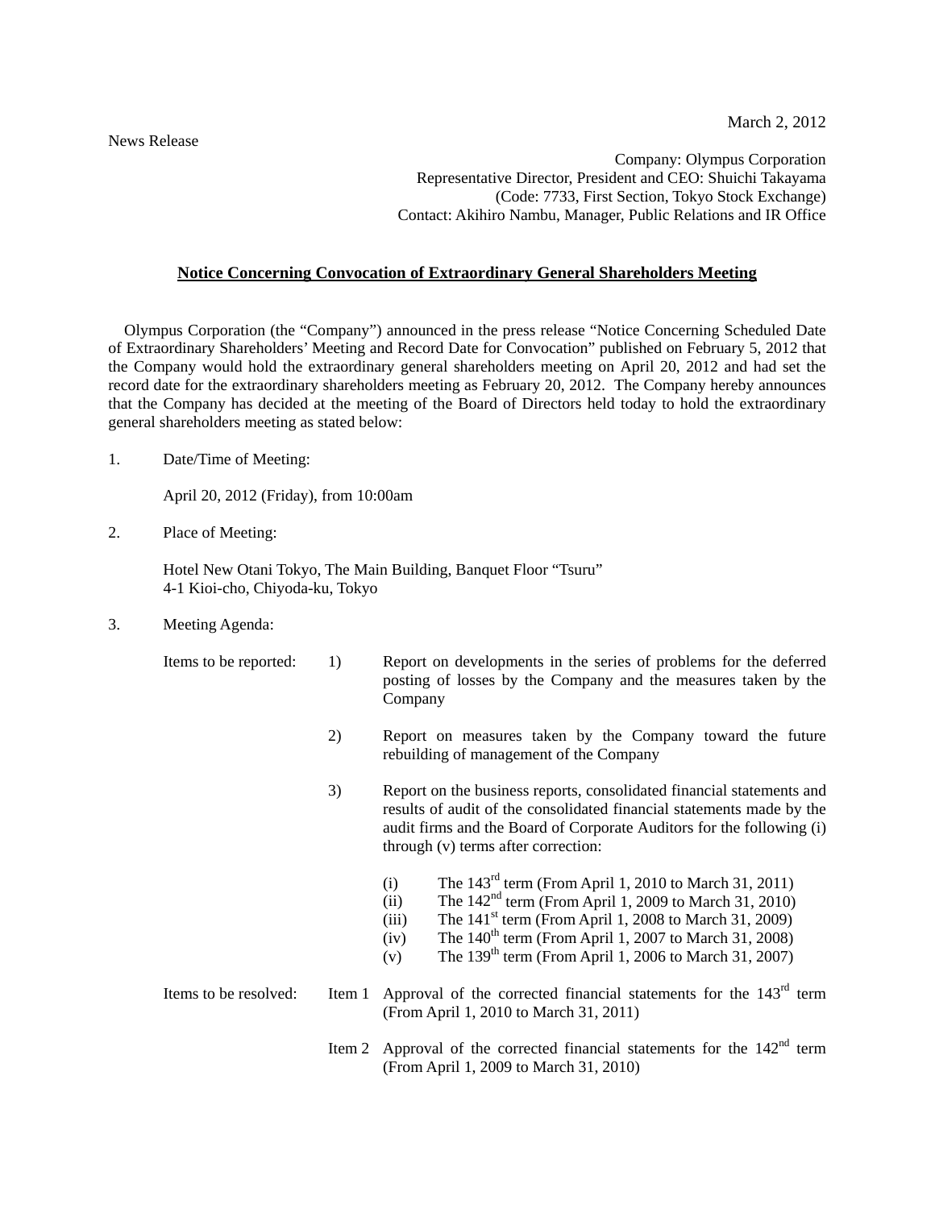March 2, 2012

News Release

Company: Olympus Corporation
Representative Director, President and CEO: Shuichi Takayama
(Code: 7733, First Section, Tokyo Stock Exchange)
Contact: Akihiro Nambu, Manager, Public Relations and IR Office

## Notice Concerning Convocation of Extraordinary General Shareholders Meeting

Olympus Corporation (the "Company") announced in the press release "Notice Concerning Scheduled Date of Extraordinary Shareholders' Meeting and Record Date for Convocation" published on February 5, 2012 that the Company would hold the extraordinary general shareholders meeting on April 20, 2012 and had set the record date for the extraordinary shareholders meeting as February 20, 2012. The Company hereby announces that the Company has decided at the meeting of the Board of Directors held today to hold the extraordinary general shareholders meeting as stated below:

1. Date/Time of Meeting:

   April 20, 2012 (Friday), from 10:00am

2. Place of Meeting:

   Hotel New Otani Tokyo, The Main Building, Banquet Floor "Tsuru"
   4-1 Kioi-cho, Chiyoda-ku, Tokyo

3. Meeting Agenda:

   Items to be reported:

   1) Report on developments in the series of problems for the deferred posting of losses by the Company and the measures taken by the Company

   2) Report on measures taken by the Company toward the future rebuilding of management of the Company

   3) Report on the business reports, consolidated financial statements and results of audit of the consolidated financial statements made by the audit firms and the Board of Corporate Auditors for the following (i) through (v) terms after correction:

      (i) The 143rd term (From April 1, 2010 to March 31, 2011)
      (ii) The 142nd term (From April 1, 2009 to March 31, 2010)
      (iii) The 141st term (From April 1, 2008 to March 31, 2009)
      (iv) The 140th term (From April 1, 2007 to March 31, 2008)
      (v) The 139th term (From April 1, 2006 to March 31, 2007)

   Items to be resolved:

   Item 1 Approval of the corrected financial statements for the 143rd term (From April 1, 2010 to March 31, 2011)

   Item 2 Approval of the corrected financial statements for the 142nd term (From April 1, 2009 to March 31, 2010)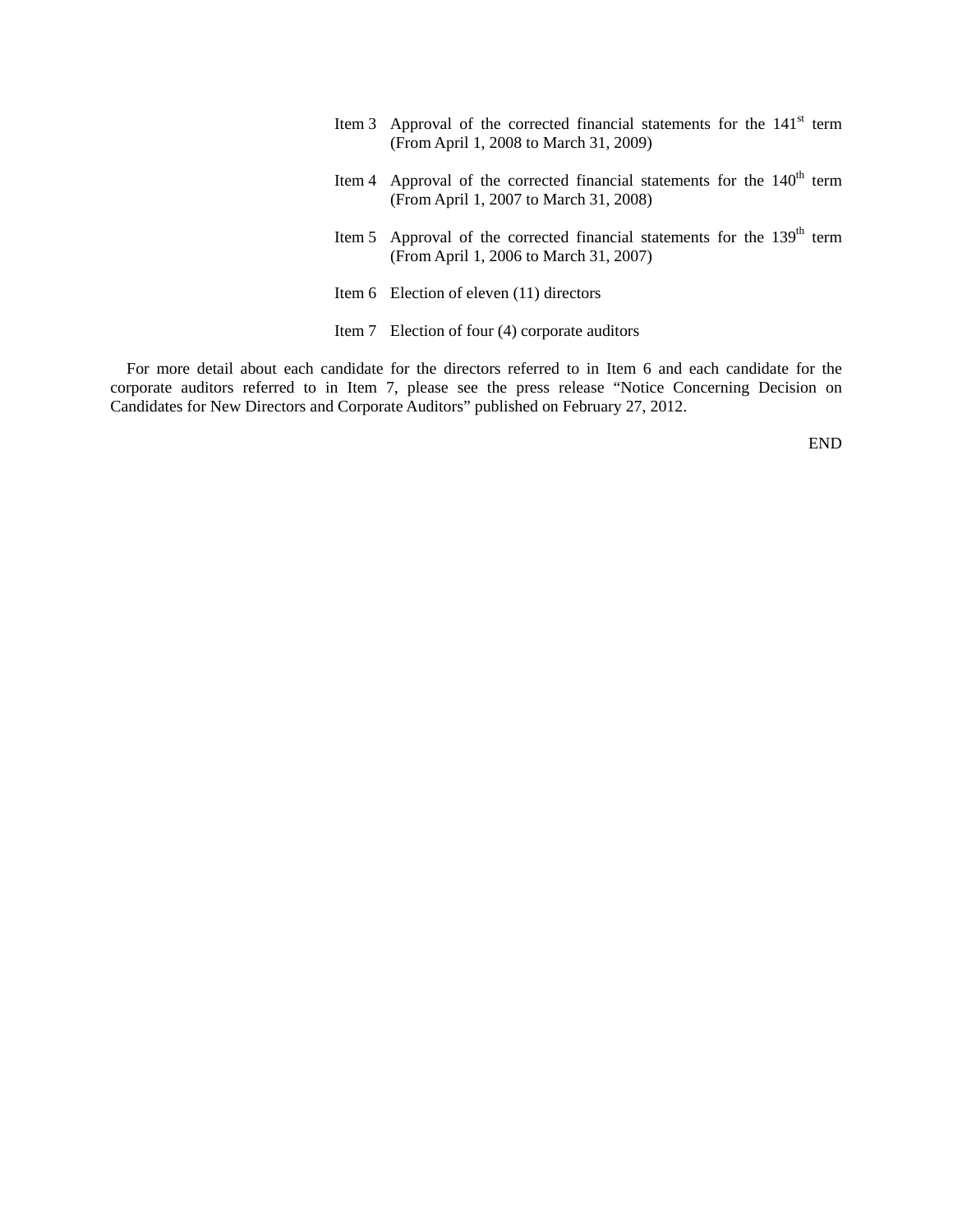Item 3 Approval of the corrected financial statements for the 141st term (From April 1, 2008 to March 31, 2009)

Item 4 Approval of the corrected financial statements for the 140th term (From April 1, 2007 to March 31, 2008)

Item 5 Approval of the corrected financial statements for the 139th term (From April 1, 2006 to March 31, 2007)

Item 6 Election of eleven (11) directors

Item 7 Election of four (4) corporate auditors

For more detail about each candidate for the directors referred to in Item 6 and each candidate for the corporate auditors referred to in Item 7, please see the press release "Notice Concerning Decision on Candidates for New Directors and Corporate Auditors" published on February 27, 2012.

END